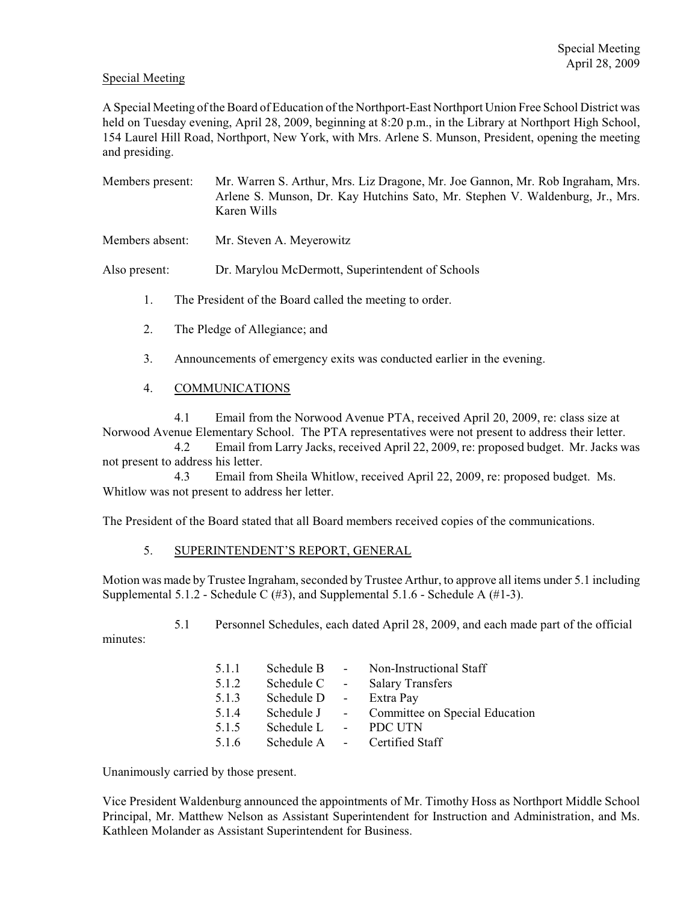Special Meeting

A Special Meeting of the Board of Education of the Northport-East Northport Union Free School District was held on Tuesday evening, April 28, 2009, beginning at 8:20 p.m., in the Library at Northport High School, 154 Laurel Hill Road, Northport, New York, with Mrs. Arlene S. Munson, President, opening the meeting and presiding.

Members present: Mr. Warren S. Arthur, Mrs. Liz Dragone, Mr. Joe Gannon, Mr. Rob Ingraham, Mrs. Arlene S. Munson, Dr. Kay Hutchins Sato, Mr. Stephen V. Waldenburg, Jr., Mrs. Karen Wills

Members absent: Mr. Steven A. Meyerowitz

Also present: Dr. Marylou McDermott, Superintendent of Schools

1. The President of the Board called the meeting to order.

2. The Pledge of Allegiance; and

3. Announcements of emergency exits was conducted earlier in the evening.

4. COMMUNICATIONS

4.1 Email from the Norwood Avenue PTA, received April 20, 2009, re: class size at Norwood Avenue Elementary School. The PTA representatives were not present to address their letter.

4.2 Email from Larry Jacks, received April 22, 2009, re: proposed budget. Mr. Jacks was not present to address his letter.

4.3 Email from Sheila Whitlow, received April 22, 2009, re: proposed budget. Ms. Whitlow was not present to address her letter.

The President of the Board stated that all Board members received copies of the communications.

5. SUPERINTENDENT'S REPORT, GENERAL

Motion was made by Trustee Ingraham, seconded by Trustee Arthur, to approve all items under 5.1 including Supplemental 5.1.2 - Schedule C (#3), and Supplemental 5.1.6 - Schedule A (#1-3).

5.1 Personnel Schedules, each dated April 28, 2009, and each made part of the official minutes:

| | | | |
|---|---|---|---|
| 5.1.1 | Schedule B | - | Non-Instructional Staff |
| 5.1.2 | Schedule C | - | Salary Transfers |
| 5.1.3 | Schedule D | - | Extra Pay |
| 5.1.4 | Schedule J | - | Committee on Special Education |
| 5.1.5 | Schedule L | - | PDC UTN |
| 5.1.6 | Schedule A | - | Certified Staff |

Unanimously carried by those present.

Vice President Waldenburg announced the appointments of Mr. Timothy Hoss as Northport Middle School Principal, Mr. Matthew Nelson as Assistant Superintendent for Instruction and Administration, and Ms. Kathleen Molander as Assistant Superintendent for Business.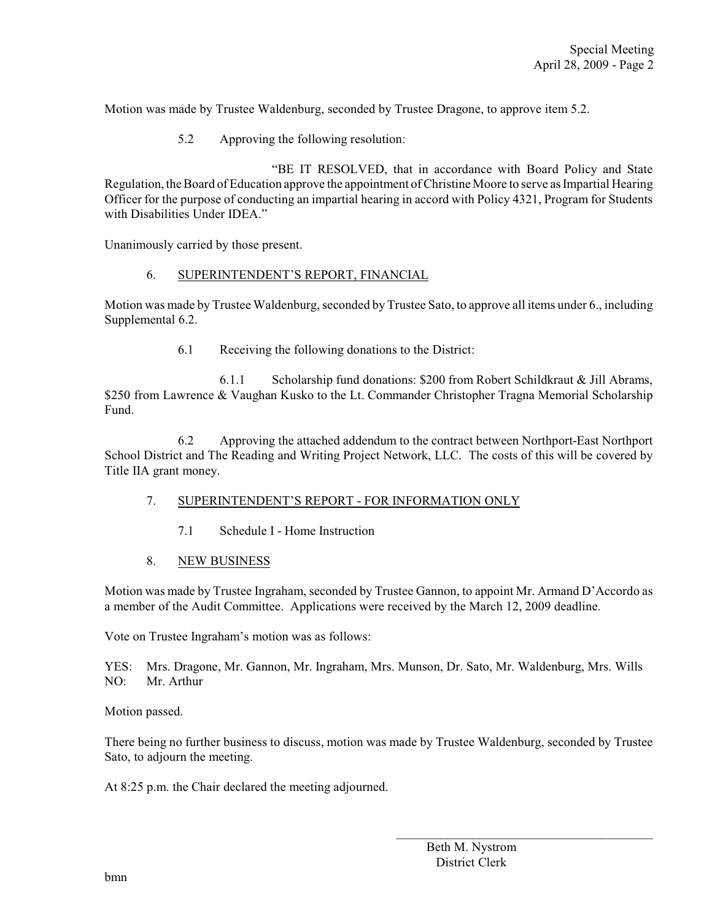Motion was made by Trustee Waldenburg, seconded by Trustee Dragone, to approve item 5.2.

5.2 Approving the following resolution:

"BE IT RESOLVED, that in accordance with Board Policy and State Regulation, the Board of Education approve the appointment of Christine Moore to serve as Impartial Hearing Officer for the purpose of conducting an impartial hearing in accord with Policy 4321, Program for Students with Disabilities Under IDEA."

Unanimously carried by those present.

6. SUPERINTENDENT'S REPORT, FINANCIAL

Motion was made by Trustee Waldenburg, seconded by Trustee Sato, to approve all items under 6., including Supplemental 6.2.

6.1 Receiving the following donations to the District:

6.1.1 Scholarship fund donations: $200 from Robert Schildkraut & Jill Abrams, $250 from Lawrence & Vaughan Kusko to the Lt. Commander Christopher Tragna Memorial Scholarship Fund.

6.2 Approving the attached addendum to the contract between Northport-East Northport School District and The Reading and Writing Project Network, LLC. The costs of this will be covered by Title IIA grant money.

7. SUPERINTENDENT'S REPORT - FOR INFORMATION ONLY

7.1 Schedule I - Home Instruction

8. NEW BUSINESS

Motion was made by Trustee Ingraham, seconded by Trustee Gannon, to appoint Mr. Armand D'Accordo as a member of the Audit Committee. Applications were received by the March 12, 2009 deadline.

Vote on Trustee Ingraham's motion was as follows:

YES: Mrs. Dragone, Mr. Gannon, Mr. Ingraham, Mrs. Munson, Dr. Sato, Mr. Waldenburg, Mrs. Wills
NO: Mr. Arthur

Motion passed.

There being no further business to discuss, motion was made by Trustee Waldenburg, seconded by Trustee Sato, to adjourn the meeting.

At 8:25 p.m. the Chair declared the meeting adjourned.

\_\_\_\_\_\_\_\_\_\_\_\_\_\_\_\_\_\_\_\_\_\_\_\_\_\_\_\_\_\_\_\_\_\_\_\_\_\_\_\_

Beth M. Nystrom
District Clerk

bmn